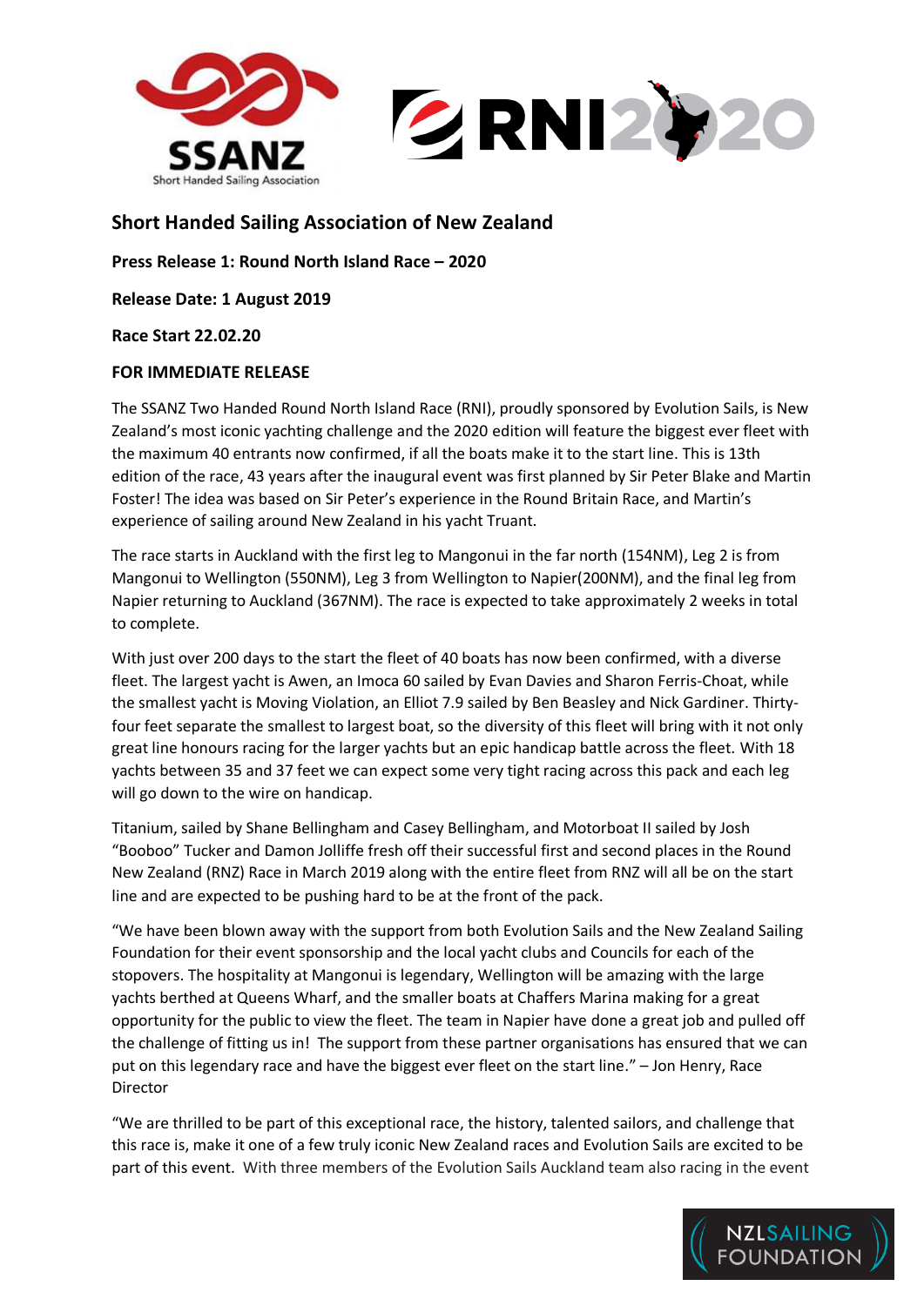## Short Handed Sailing Association of New Zealand

**Press Release 1: Round North Island Race – 2020**

**Release Date: 1 August 2019**

**Race Start 22.02.20**

**FOR IMMEDIATE RELEASE**

The SSANZ Two Handed Round North Island Race (RNI), proudly sponsored by Evolution Sails, is New Zealand's most iconic yachting challenge and the 2020 edition will feature the biggest ever fleet with the maximum 40 entrants now confirmed, if all the boats make it to the start line. This is 13th edition of the race, 43 years after the inaugural event was first planned by Sir Peter Blake and Martin Foster! The idea was based on Sir Peter's experience in the Round Britain Race, and Martin's experience of sailing around New Zealand in his yacht Truant.

The race starts in Auckland with the first leg to Mangonui in the far north (154NM), Leg 2 is from Mangonui to Wellington (550NM), Leg 3 from Wellington to Napier(200NM), and the final leg from Napier returning to Auckland (367NM). The race is expected to take approximately 2 weeks in total to complete.

With just over 200 days to the start the fleet of 40 boats has now been confirmed, with a diverse fleet. The largest yacht is Awen, an Imoca 60 sailed by Evan Davies and Sharon Ferris-Choat, while the smallest yacht is Moving Violation, an Elliot 7.9 sailed by Ben Beasley and Nick Gardiner. Thirty-four feet separate the smallest to largest boat, so the diversity of this fleet will bring with it not only great line honours racing for the larger yachts but an epic handicap battle across the fleet. With 18 yachts between 35 and 37 feet we can expect some very tight racing across this pack and each leg will go down to the wire on handicap.

Titanium, sailed by Shane Bellingham and Casey Bellingham, and Motorboat II sailed by Josh "Booboo" Tucker and Damon Jolliffe fresh off their successful first and second places in the Round New Zealand (RNZ) Race in March 2019 along with the entire fleet from RNZ will all be on the start line and are expected to be pushing hard to be at the front of the pack.

"We have been blown away with the support from both Evolution Sails and the New Zealand Sailing Foundation for their event sponsorship and the local yacht clubs and Councils for each of the stopovers. The hospitality at Mangonui is legendary, Wellington will be amazing with the large yachts berthed at Queens Wharf, and the smaller boats at Chaffers Marina making for a great opportunity for the public to view the fleet. The team in Napier have done a great job and pulled off the challenge of fitting us in! The support from these partner organisations has ensured that we can put on this legendary race and have the biggest ever fleet on the start line." – Jon Henry, Race Director

"We are thrilled to be part of this exceptional race, the history, talented sailors, and challenge that this race is, make it one of a few truly iconic New Zealand races and Evolution Sails are excited to be part of this event. With three members of the Evolution Sails Auckland team also racing in the event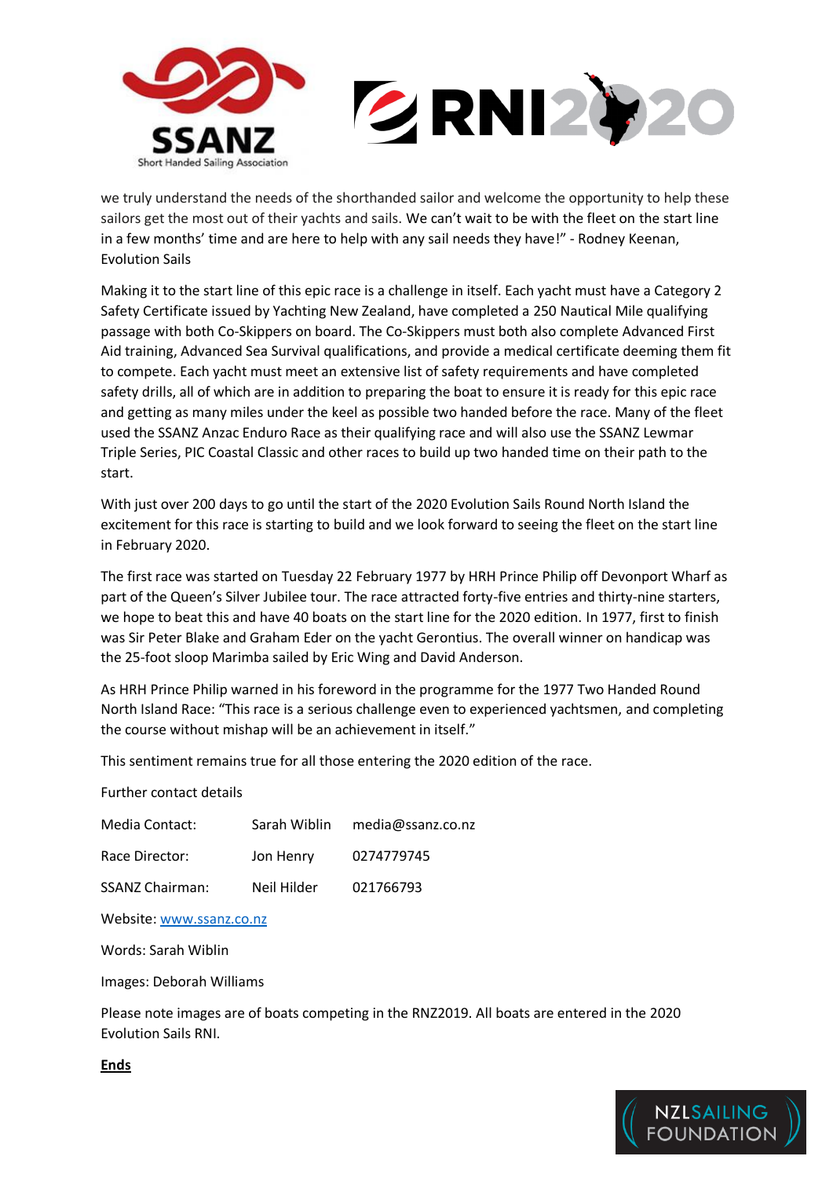we truly understand the needs of the shorthanded sailor and welcome the opportunity to help these sailors get the most out of their yachts and sails. We can't wait to be with the fleet on the start line in a few months' time and are here to help with any sail needs they have!" - Rodney Keenan, Evolution Sails

Making it to the start line of this epic race is a challenge in itself. Each yacht must have a Category 2 Safety Certificate issued by Yachting New Zealand, have completed a 250 Nautical Mile qualifying passage with both Co-Skippers on board. The Co-Skippers must both also complete Advanced First Aid training, Advanced Sea Survival qualifications, and provide a medical certificate deeming them fit to compete. Each yacht must meet an extensive list of safety requirements and have completed safety drills, all of which are in addition to preparing the boat to ensure it is ready for this epic race and getting as many miles under the keel as possible two handed before the race. Many of the fleet used the SSANZ Anzac Enduro Race as their qualifying race and will also use the SSANZ Lewmar Triple Series, PIC Coastal Classic and other races to build up two handed time on their path to the start.

With just over 200 days to go until the start of the 2020 Evolution Sails Round North Island the excitement for this race is starting to build and we look forward to seeing the fleet on the start line in February 2020.

The first race was started on Tuesday 22 February 1977 by HRH Prince Philip off Devonport Wharf as part of the Queen's Silver Jubilee tour. The race attracted forty-five entries and thirty-nine starters, we hope to beat this and have 40 boats on the start line for the 2020 edition. In 1977, first to finish was Sir Peter Blake and Graham Eder on the yacht Gerontius. The overall winner on handicap was the 25-foot sloop Marimba sailed by Eric Wing and David Anderson.

As HRH Prince Philip warned in his foreword in the programme for the 1977 Two Handed Round North Island Race: "This race is a serious challenge even to experienced yachtsmen, and completing the course without mishap will be an achievement in itself."

This sentiment remains true for all those entering the 2020 edition of the race.

Further contact details

| | | |
|---|---|---|
| Media Contact: | Sarah Wiblin | media@ssanz.co.nz |
| Race Director: | Jon Henry | 0274779745 |
| SSANZ Chairman: | Neil Hilder | 021766793 |

Website: www.ssanz.co.nz

Words: Sarah Wiblin

Images: Deborah Williams

Please note images are of boats competing in the RNZ2019. All boats are entered in the 2020 Evolution Sails RNI.

**Ends**